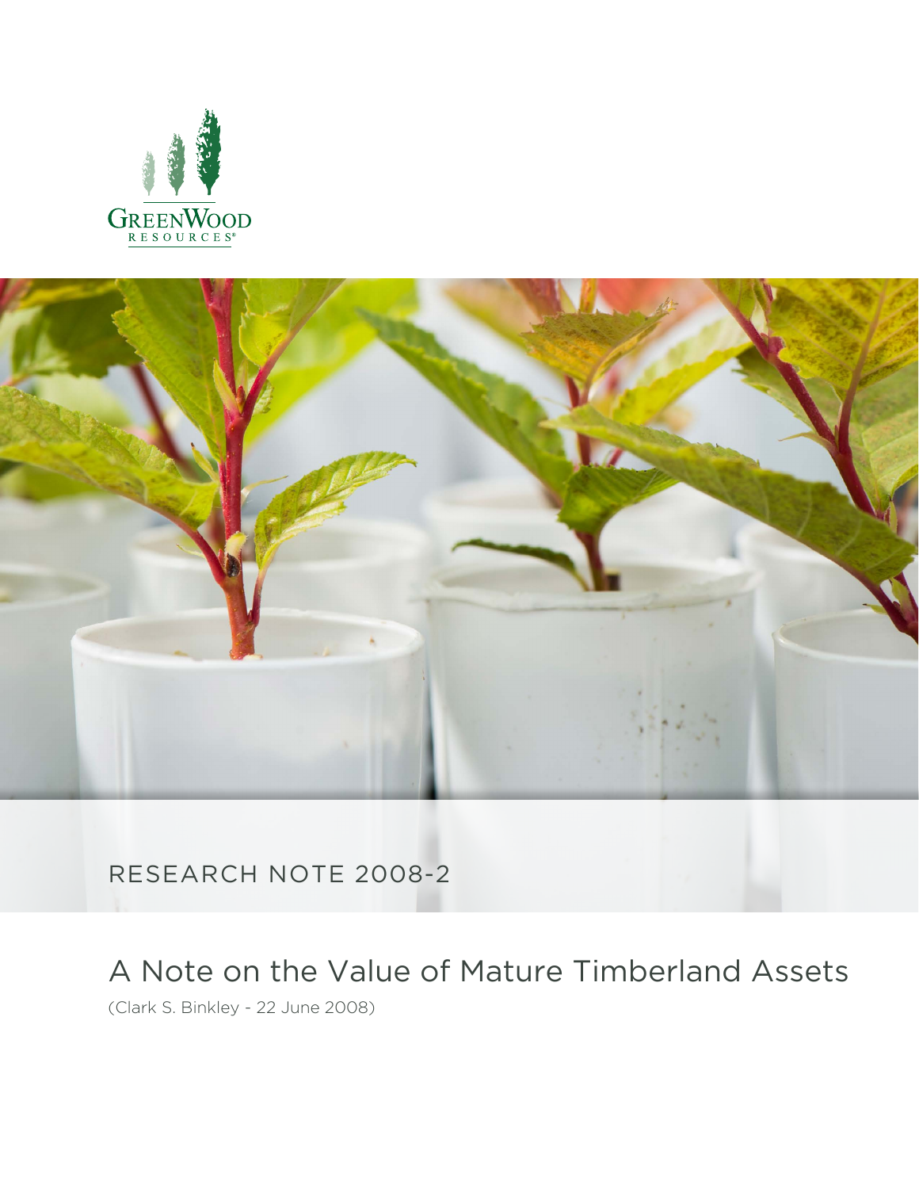GreenWood Resources

RESEARCH NOTE 2008-2

# A Note on the Value of Mature Timberland Assets

(Clark S. Binkley - 22 June 2008)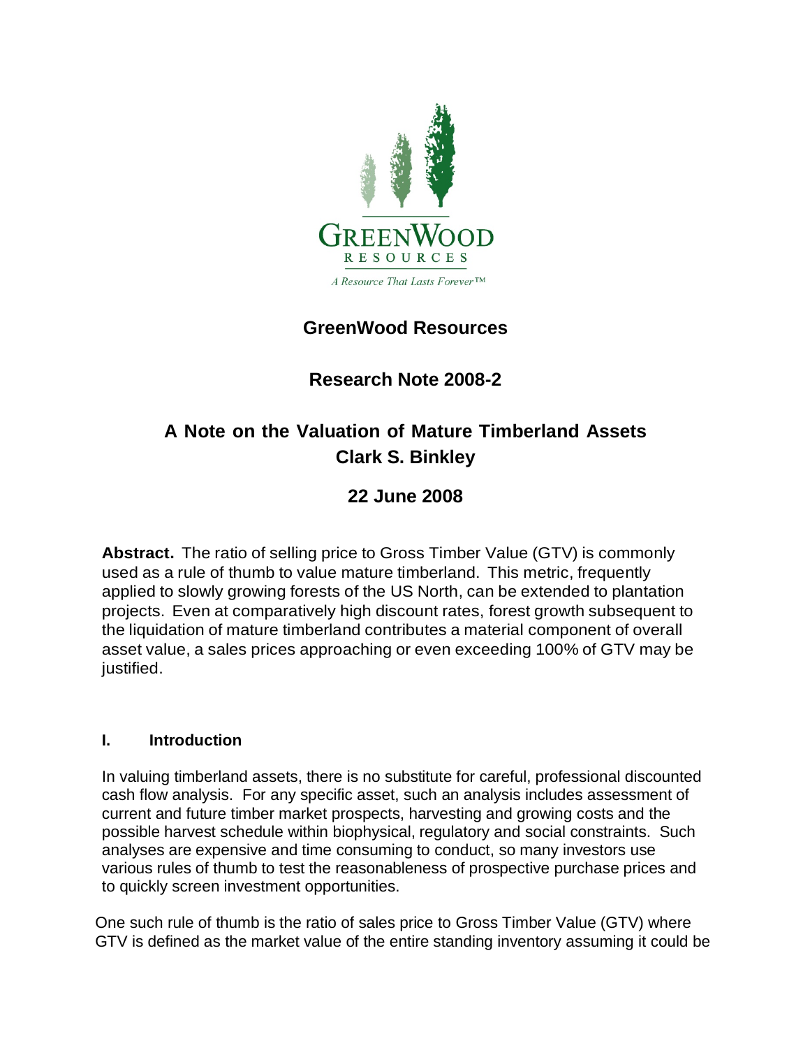GreenWood Resources

A Resource That Lasts Forever™

## GreenWood Resources

## Research Note 2008-2

# A Note on the Valuation of Mature Timberland Assets
## Clark S. Binkley

## 22 June 2008

**Abstract.** The ratio of selling price to Gross Timber Value (GTV) is commonly used as a rule of thumb to value mature timberland. This metric, frequently applied to slowly growing forests of the US North, can be extended to plantation projects. Even at comparatively high discount rates, forest growth subsequent to the liquidation of mature timberland contributes a material component of overall asset value, a sales prices approaching or even exceeding 100% of GTV may be justified.

### I. Introduction

In valuing timberland assets, there is no substitute for careful, professional discounted cash flow analysis. For any specific asset, such an analysis includes assessment of current and future timber market prospects, harvesting and growing costs and the possible harvest schedule within biophysical, regulatory and social constraints. Such analyses are expensive and time consuming to conduct, so many investors use various rules of thumb to test the reasonableness of prospective purchase prices and to quickly screen investment opportunities.

One such rule of thumb is the ratio of sales price to Gross Timber Value (GTV) where GTV is defined as the market value of the entire standing inventory assuming it could be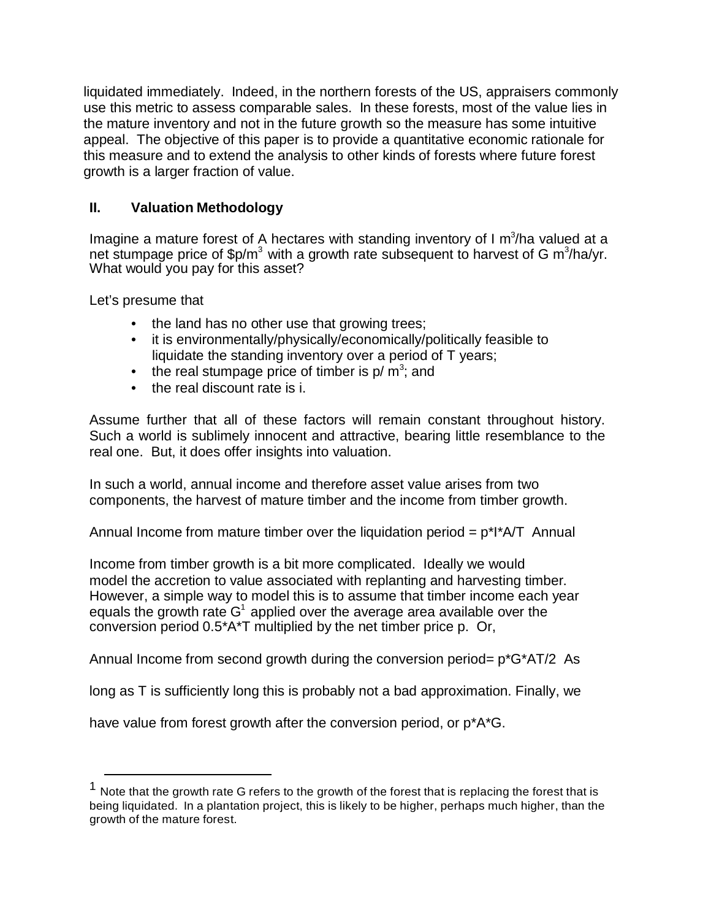liquidated immediately. Indeed, in the northern forests of the US, appraisers commonly use this metric to assess comparable sales. In these forests, most of the value lies in the mature inventory and not in the future growth so the measure has some intuitive appeal. The objective of this paper is to provide a quantitative economic rationale for this measure and to extend the analysis to other kinds of forests where future forest growth is a larger fraction of value.

## II. Valuation Methodology

Imagine a mature forest of A hectares with standing inventory of I $m^3$/ha valued at a net stumpage price of \$p/$m^3$ with a growth rate subsequent to harvest of G $m^3$/ha/yr. What would you pay for this asset?

Let's presume that

- the land has no other use that growing trees;
- it is environmentally/physically/economically/politically feasible to liquidate the standing inventory over a period of T years;
- the real stumpage price of timber is p/ $m^3$; and
- the real discount rate is i.

Assume further that all of these factors will remain constant throughout history. Such a world is sublimely innocent and attractive, bearing little resemblance to the real one. But, it does offer insights into valuation.

In such a world, annual income and therefore asset value arises from two components, the harvest of mature timber and the income from timber growth.

Annual Income from mature timber over the liquidation period = p*I*A/T

Annual Income from timber growth is a bit more complicated. Ideally we would model the accretion to value associated with replanting and harvesting timber. However, a simple way to model this is to assume that timber income each year equals the growth rate G[1] applied over the average area available over the conversion period 0.5*A*T multiplied by the net timber price p. Or,

Annual Income from second growth during the conversion period= p*G*AT/2

As long as T is sufficiently long this is probably not a bad approximation. Finally, we have value from forest growth after the conversion period, or p*A*G.

[1] Note that the growth rate G refers to the growth of the forest that is replacing the forest that is being liquidated. In a plantation project, this is likely to be higher, perhaps much higher, than the growth of the mature forest.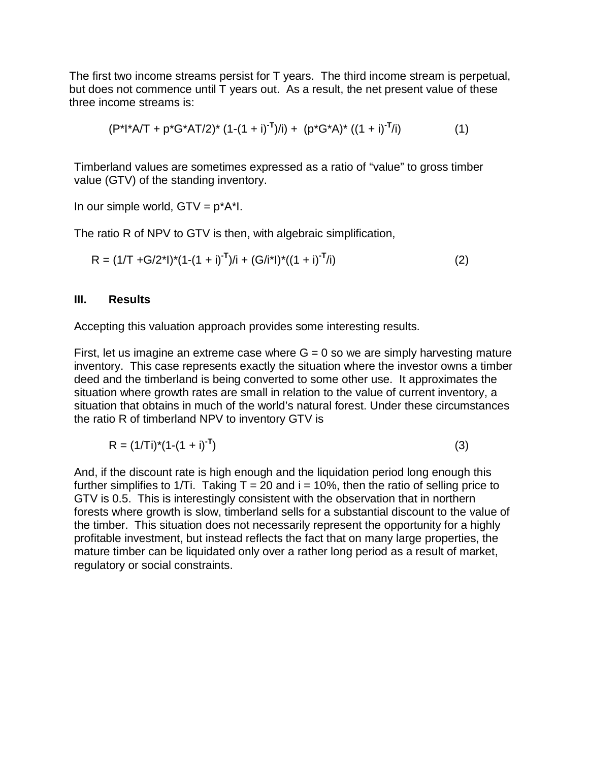The first two income streams persist for T years. The third income stream is perpetual, but does not commence until T years out. As a result, the net present value of these three income streams is:

$$(P*I*A/T + p*G*AT/2)*(1-(1+i)^{-T})/i) + (p*G*A)*((1+i)^{-T}/i) \quad (1)$$

Timberland values are sometimes expressed as a ratio of "value" to gross timber value (GTV) of the standing inventory.

In our simple world, GTV = p*A*I.

The ratio R of NPV to GTV is then, with algebraic simplification,

$$R = (1/T + G/2*I)*(1-(1+i)^{-T})/i + (G/i*I)*((1+i)^{-T}/i) \quad (2)$$

## III. Results

Accepting this valuation approach provides some interesting results.

First, let us imagine an extreme case where G = 0 so we are simply harvesting mature inventory. This case represents exactly the situation where the investor owns a timber deed and the timberland is being converted to some other use. It approximates the situation where growth rates are small in relation to the value of current inventory, a situation that obtains in much of the world's natural forest. Under these circumstances the ratio R of timberland NPV to inventory GTV is

$$R = (1/Ti)*(1-(1+i)^{-T}) \quad (3)$$

And, if the discount rate is high enough and the liquidation period long enough this further simplifies to 1/Ti. Taking T = 20 and i = 10%, then the ratio of selling price to GTV is 0.5. This is interestingly consistent with the observation that in northern forests where growth is slow, timberland sells for a substantial discount to the value of the timber. This situation does not necessarily represent the opportunity for a highly profitable investment, but instead reflects the fact that on many large properties, the mature timber can be liquidated only over a rather long period as a result of market, regulatory or social constraints.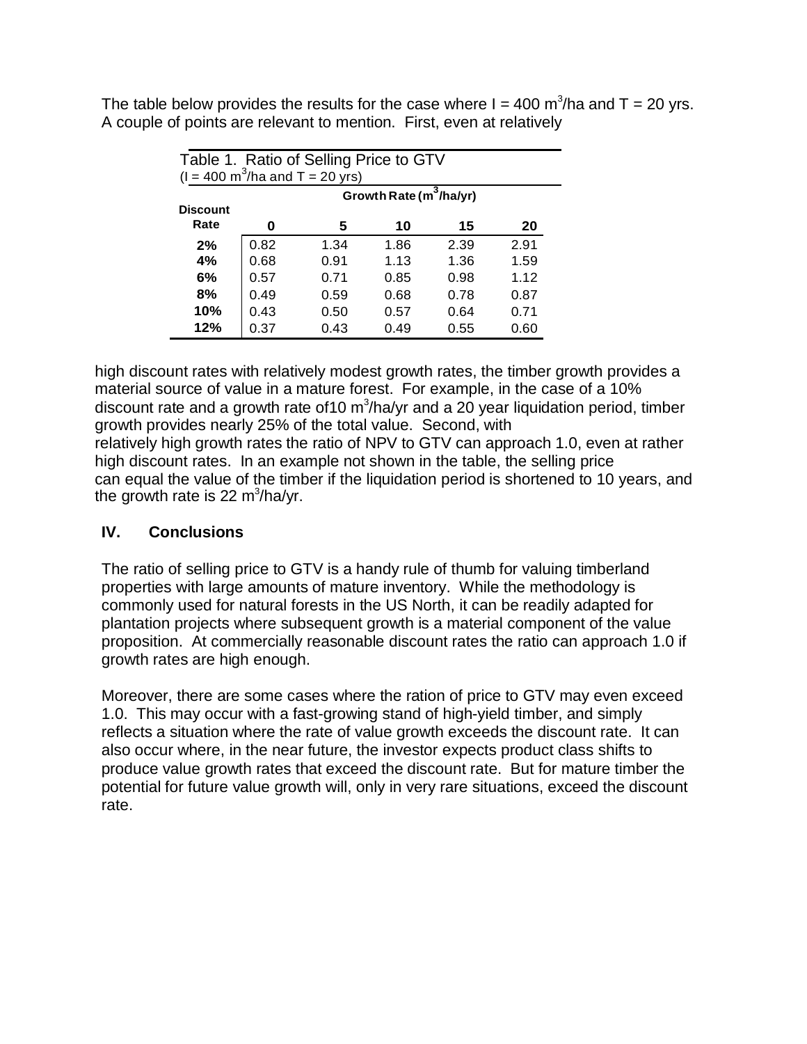The table below provides the results for the case where I = 400 $m^3$/ha and T = 20 yrs. A couple of points are relevant to mention. First, even at relatively

Table 1. Ratio of Selling Price to GTV
(I = 400 $m^3$/ha and T = 20 yrs)

| | Growth Rate ($m^3$/ha/yr) | | | | |
|---|---|---|---|---|---|
| **Discount Rate** | **0** | **5** | **10** | **15** | **20** |
| **2%** | 0.82 | 1.34 | 1.86 | 2.39 | 2.91 |
| **4%** | 0.68 | 0.91 | 1.13 | 1.36 | 1.59 |
| **6%** | 0.57 | 0.71 | 0.85 | 0.98 | 1.12 |
| **8%** | 0.49 | 0.59 | 0.68 | 0.78 | 0.87 |
| **10%** | 0.43 | 0.50 | 0.57 | 0.64 | 0.71 |
| **12%** | 0.37 | 0.43 | 0.49 | 0.55 | 0.60 |

high discount rates with relatively modest growth rates, the timber growth provides a material source of value in a mature forest. For example, in the case of a 10% discount rate and a growth rate of10 $m^3$/ha/yr and a 20 year liquidation period, timber growth provides nearly 25% of the total value. Second, with relatively high growth rates the ratio of NPV to GTV can approach 1.0, even at rather high discount rates. In an example not shown in the table, the selling price can equal the value of the timber if the liquidation period is shortened to 10 years, and the growth rate is 22 $m^3$/ha/yr.

## IV. Conclusions

The ratio of selling price to GTV is a handy rule of thumb for valuing timberland properties with large amounts of mature inventory. While the methodology is commonly used for natural forests in the US North, it can be readily adapted for plantation projects where subsequent growth is a material component of the value proposition. At commercially reasonable discount rates the ratio can approach 1.0 if growth rates are high enough.

Moreover, there are some cases where the ration of price to GTV may even exceed 1.0. This may occur with a fast-growing stand of high-yield timber, and simply reflects a situation where the rate of value growth exceeds the discount rate. It can also occur where, in the near future, the investor expects product class shifts to produce value growth rates that exceed the discount rate. But for mature timber the potential for future value growth will, only in very rare situations, exceed the discount rate.